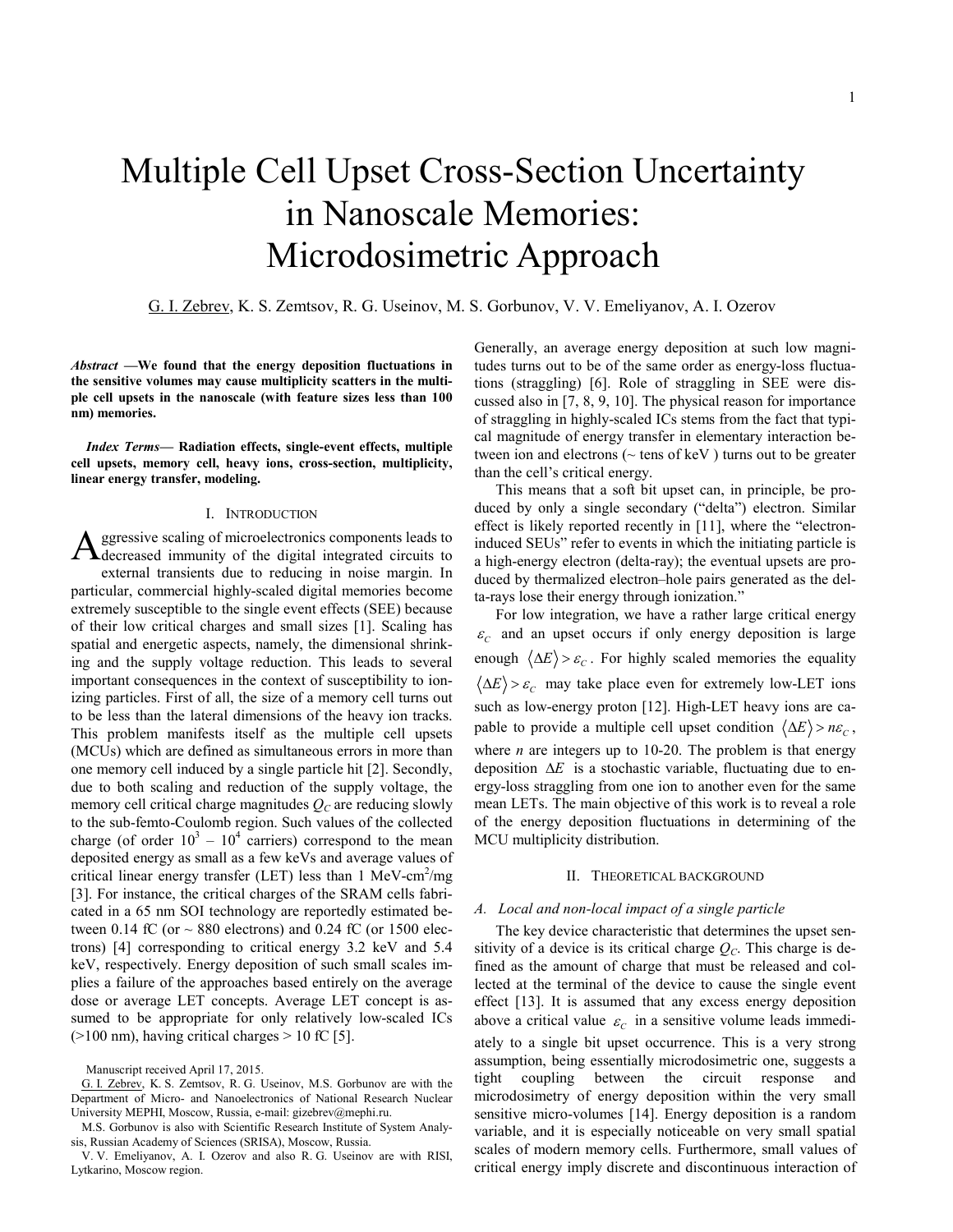# Multiple Cell Upset Cross-Section Uncertainty in Nanoscale Memories: Microdosimetric Approach

G. I. Zebrev, K. S. Zemtsov, R. G. Useinov, M. S. Gorbunov, V. V. Emeliyanov, A. I. Ozerov

***Abstract* —We found that the energy deposition fluctuations in the sensitive volumes may cause multiplicity scatters in the multiple cell upsets in the nanoscale (with feature sizes less than 100 nm) memories.**

***Index Terms*— Radiation effects, single-event effects, multiple cell upsets, memory cell, heavy ions, cross-section, multiplicity, linear energy transfer, modeling.**

## I. Introduction

Aggressive scaling of microelectronics components leads to decreased immunity of the digital integrated circuits to external transients due to reducing in noise margin. In particular, commercial highly-scaled digital memories become extremely susceptible to the single event effects (SEE) because of their low critical charges and small sizes [1]. Scaling has spatial and energetic aspects, namely, the dimensional shrinking and the supply voltage reduction. This leads to several important consequences in the context of susceptibility to ionizing particles. First of all, the size of a memory cell turns out to be less than the lateral dimensions of the heavy ion tracks. This problem manifests itself as the multiple cell upsets (MCUs) which are defined as simultaneous errors in more than one memory cell induced by a single particle hit [2]. Secondly, due to both scaling and reduction of the supply voltage, the memory cell critical charge magnitudes $Q_C$ are reducing slowly to the sub-femto-Coulomb region. Such values of the collected charge (of order $10^3$ – $10^4$ carriers) correspond to the mean deposited energy as small as a few keVs and average values of critical linear energy transfer (LET) less than 1 MeV-cm$^2$/mg [3]. For instance, the critical charges of the SRAM cells fabricated in a 65 nm SOI technology are reportedly estimated between 0.14 fC (or ~ 880 electrons) and 0.24 fC (or 1500 electrons) [4] corresponding to critical energy 3.2 keV and 5.4 keV, respectively. Energy deposition of such small scales implies a failure of the approaches based entirely on the average dose or average LET concepts. Average LET concept is assumed to be appropriate for only relatively low-scaled ICs (>100 nm), having critical charges > 10 fC [5].

Manuscript received April 17, 2015.

G. I. Zebrev, K. S. Zemtsov, R. G. Useinov, M.S. Gorbunov are with the Department of Micro- and Nanoelectronics of National Research Nuclear University MEPHI, Moscow, Russia, e-mail: gizebrev@mephi.ru.

M.S. Gorbunov is also with Scientific Research Institute of System Analysis, Russian Academy of Sciences (SRISA), Moscow, Russia.

V. V. Emeliyanov, A. I. Ozerov and also R. G. Useinov are with RISI, Lytkarino, Moscow region.

Generally, an average energy deposition at such low magnitudes turns out to be of the same order as energy-loss fluctuations (straggling) [6]. Role of straggling in SEE were discussed also in [7, 8, 9, 10]. The physical reason for importance of straggling in highly-scaled ICs stems from the fact that typical magnitude of energy transfer in elementary interaction between ion and electrons (~ tens of keV ) turns out to be greater than the cell's critical energy.

This means that a soft bit upset can, in principle, be produced by only a single secondary ("delta") electron. Similar effect is likely reported recently in [11], where the "electron-induced SEUs" refer to events in which the initiating particle is a high-energy electron (delta-ray); the eventual upsets are produced by thermalized electron–hole pairs generated as the delta-rays lose their energy through ionization."

For low integration, we have a rather large critical energy $\varepsilon_C$ and an upset occurs if only energy deposition is large enough $\langle \Delta E \rangle > \varepsilon_C$. For highly scaled memories the equality $\langle \Delta E \rangle > \varepsilon_C$ may take place even for extremely low-LET ions such as low-energy proton [12]. High-LET heavy ions are capable to provide a multiple cell upset condition $\langle \Delta E \rangle > n\varepsilon_C$, where $n$ are integers up to 10-20. The problem is that energy deposition $\Delta E$ is a stochastic variable, fluctuating due to energy-loss straggling from one ion to another even for the same mean LETs. The main objective of this work is to reveal a role of the energy deposition fluctuations in determining of the MCU multiplicity distribution.

## II. Theoretical background

### *A. Local and non-local impact of a single particle*

The key device characteristic that determines the upset sensitivity of a device is its critical charge $Q_C$. This charge is defined as the amount of charge that must be released and collected at the terminal of the device to cause the single event effect [13]. It is assumed that any excess energy deposition above a critical value $\varepsilon_C$ in a sensitive volume leads immediately to a single bit upset occurrence. This is a very strong assumption, being essentially microdosimetric one, suggests a tight coupling between the circuit response and microdosimetry of energy deposition within the very small sensitive micro-volumes [14]. Energy deposition is a random variable, and it is especially noticeable on very small spatial scales of modern memory cells. Furthermore, small values of critical energy imply discrete and discontinuous interaction of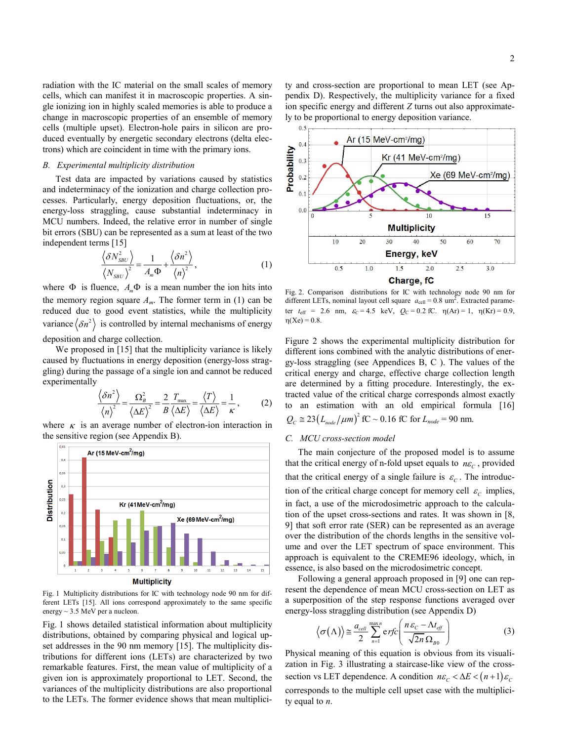radiation with the IC material on the small scales of memory cells, which can manifest it in macroscopic properties. A single ionizing ion in highly scaled memories is able to produce a change in macroscopic properties of an ensemble of memory cells (multiple upset). Electron-hole pairs in silicon are produced eventually by energetic secondary electrons (delta electrons) which are coincident in time with the primary ions.

### *B. Experimental multiplicity distribution*

Test data are impacted by variations caused by statistics and indeterminacy of the ionization and charge collection processes. Particularly, energy deposition fluctuations, or, the energy-loss straggling, cause substantial indeterminacy in MCU numbers. Indeed, the relative error in number of single bit errors (SBU) can be represented as a sum at least of the two independent terms [15]

$$\frac{\langle \delta N_{SBU}^2 \rangle}{\langle N_{SBU} \rangle^2} = \frac{1}{A_m \Phi} + \frac{\langle \delta n^2 \rangle}{\langle n \rangle^2}, \tag{1}$$

where $\Phi$ is fluence, $A_m\Phi$ is a mean number the ion hits into the memory region square $A_m$. The former term in (1) can be reduced due to good event statistics, while the multiplicity variance $\langle \delta n^2 \rangle$ is controlled by internal mechanisms of energy deposition and charge collection.

We proposed in [15] that the multiplicity variance is likely caused by fluctuations in energy deposition (energy-loss straggling) during the passage of a single ion and cannot be reduced experimentally

$$\frac{\langle \delta n^2 \rangle}{\langle n \rangle^2} = \frac{\Omega_B^2}{\langle \Delta E \rangle^2} = \frac{2}{B}\frac{T_{\max}}{\langle \Delta E \rangle} = \frac{\langle T \rangle}{\langle \Delta E \rangle} = \frac{1}{\kappa}, \tag{2}$$

where $\kappa$ is an average number of electron-ion interaction in the sensitive region (see Appendix B).

Fig. 1 Multiplicity distributions for IC with technology node 90 nm for different LETs [15]. All ions correspond approximately to the same specific energy ~ 3.5 MeV per a nucleon.

Fig. 1 shows detailed statistical information about multiplicity distributions, obtained by comparing physical and logical upset addresses in the 90 nm memory [15]. The multiplicity distributions for different ions (LETs) are characterized by two remarkable features. First, the mean value of multiplicity of a given ion is approximately proportional to LET. Second, the variances of the multiplicity distributions are also proportional to the LETs. The former evidence shows that mean multiplicity and cross-section are proportional to mean LET (see Appendix D). Respectively, the multiplicity variance for a fixed ion specific energy and different $Z$ turns out also approximately to be proportional to energy deposition variance.

Fig. 2. Comparison distributions for IC with technology node 90 nm for different LETs, nominal layout cell square $a_{cell} = 0.8$ um$^2$. Extracted parameter $t_{eff}$ = 2.6 nm, $\varepsilon_C = 4.5$ keV, $Q_C = 0.2$ fC. η(Ar) = 1, η(Kr) = 0.9, η(Xe) = 0.8.

Figure 2 shows the experimental multiplicity distribution for different ions combined with the analytic distributions of energy-loss straggling (see Appendices B, C ). The values of the critical energy and charge, effective charge collection length are determined by a fitting procedure. Interestingly, the extracted value of the critical charge corresponds almost exactly to an estimation with an old empirical formula [16] $Q_C \cong 23\left(L_{node}/\mu m\right)^2$ fC ~ 0.16 fC for $L_{node}$ = 90 nm.

### *C. MCU cross-section model*

The main conjecture of the proposed model is to assume that the critical energy of n-fold upset equals to $n\varepsilon_C$, provided that the critical energy of a single failure is $\varepsilon_C$. The introduction of the critical charge concept for memory cell $\varepsilon_C$ implies, in fact, a use of the microdosimetric approach to the calculation of the upset cross-sections and rates. It was shown in [8, 9] that soft error rate (SER) can be represented as an average over the distribution of the chords lengths in the sensitive volume and over the LET spectrum of space environment. This approach is equivalent to the CREME96 ideology, which, in essence, is also based on the microdosimetric concept.

Following a general approach proposed in [9] one can represent the dependence of mean MCU cross-section on LET as a superposition of the step response functions averaged over energy-loss straggling distribution (see Appendix D)

$$\langle \sigma(\Lambda) \rangle \cong \frac{a_{cell}}{2} \sum_{n=1}^{\max n} erfc\left(\frac{n\varepsilon_C - \Lambda t_{eff}}{\sqrt{2n}\,\Omega_{B0}}\right) \tag{3}$$

Physical meaning of this equation is obvious from its visualization in Fig. 3 illustrating a staircase-like view of the cross-section vs LET dependence. A condition $n\varepsilon_C < \Delta E < (n+1)\varepsilon_C$ corresponds to the multiple cell upset case with the multiplicity equal to $n$.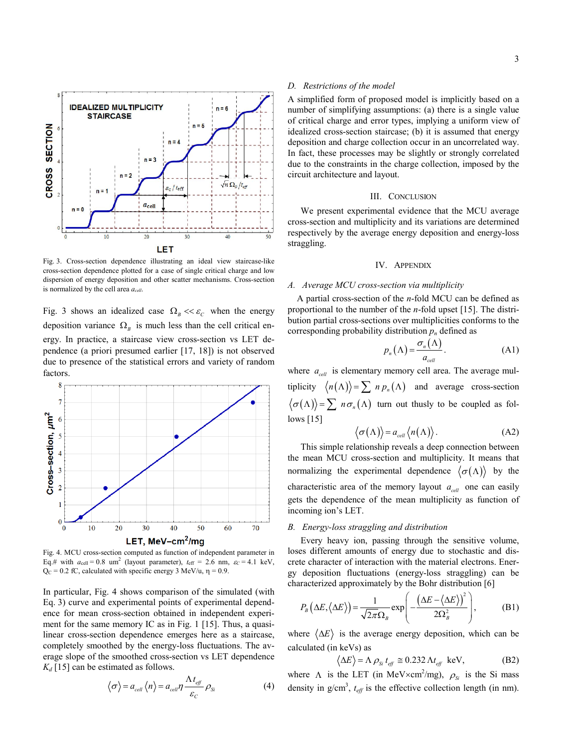Fig. 3. Cross-section dependence illustrating an ideal view staircase-like cross-section dependence plotted for a case of single critical charge and low dispersion of energy deposition and other scatter mechanisms. Cross-section is normalized by the cell area $a_{cell}$.

Fig. 3 shows an idealized case $\Omega_B << \varepsilon_C$ when the energy deposition variance $\Omega_B$ is much less than the cell critical energy. In practice, a staircase view cross-section vs LET dependence (a priori presumed earlier [17, 18]) is not observed due to presence of the statistical errors and variety of random factors.

Fig. 4. MCU cross-section computed as function of independent parameter in Eq.# with $a_{cell} = 0.8$ um$^2$ (layout parameter), $t_{eff}$ = 2.6 nm, $\varepsilon_C = 4.1$ keV, $Q_C = 0.2$ fC, calculated with specific energy 3 MeV/u, η = 0.9.

In particular, Fig. 4 shows comparison of the simulated (with Eq. 3) curve and experimental points of experimental dependence for mean cross-section obtained in independent experiment for the same memory IC as in Fig. 1 [15]. Thus, a quasi-linear cross-section dependence emerges here as a staircase, completely smoothed by the energy-loss fluctuations. The average slope of the smoothed cross-section vs LET dependence $K_d$ [15] can be estimated as follows.

$$\langle\sigma\rangle = a_{cell}\langle n\rangle = a_{cell}\eta\frac{\Lambda t_{eff}}{\varepsilon_C}\rho_{Si} \tag{4}$$

### D. *Restrictions of the model*

A simplified form of proposed model is implicitly based on a number of simplifying assumptions: (a) there is a single value of critical charge and error types, implying a uniform view of idealized cross-section staircase; (b) it is assumed that energy deposition and charge collection occur in an uncorrelated way. In fact, these processes may be slightly or strongly correlated due to the constraints in the charge collection, imposed by the circuit architecture and layout.

## III. Conclusion

We present experimental evidence that the MCU average cross-section and multiplicity and its variations are determined respectively by the average energy deposition and energy-loss straggling.

## IV. Appendix

### A. *Average MCU cross-section via multiplicity*

A partial cross-section of the $n$-fold MCU can be defined as proportional to the number of the $n$-fold upset [15]. The distribution partial cross-sections over multiplicities conforms to the corresponding probability distribution $p_n$ defined as

$$p_n(\Lambda) = \frac{\sigma_n(\Lambda)}{a_{cell}}. \tag{A1}$$

where $a_{cell}$ is elementary memory cell area. The average multiplicity $\langle n(\Lambda)\rangle = \sum n\, p_n(\Lambda)$ and average cross-section $\langle\sigma(\Lambda)\rangle = \sum n\,\sigma_n(\Lambda)$ turn out thusly to be coupled as follows [15]

$$\langle\sigma(\Lambda)\rangle = a_{cell}\langle n(\Lambda)\rangle. \tag{A2}$$

This simple relationship reveals a deep connection between the mean MCU cross-section and multiplicity. It means that normalizing the experimental dependence $\langle\sigma(\Lambda)\rangle$ by the characteristic area of the memory layout $a_{cell}$ one can easily gets the dependence of the mean multiplicity as function of incoming ion's LET.

### B. *Energy-loss straggling and distribution*

Every heavy ion, passing through the sensitive volume, loses different amounts of energy due to stochastic and discrete character of interaction with the material electrons. Energy deposition fluctuations (energy-loss straggling) can be characterized approximately by the Bohr distribution [6]

$$P_B(\Delta E, \langle\Delta E\rangle) = \frac{1}{\sqrt{2\pi}\Omega_B}\exp\left(-\frac{(\Delta E - \langle\Delta E\rangle)^2}{2\Omega_B^2}\right), \tag{B1}$$

where $\langle\Delta E\rangle$ is the average energy deposition, which can be calculated (in keVs) as

$$\langle\Delta E\rangle = \Lambda\,\rho_{Si}\,t_{eff} \cong 0.232\,\Lambda t_{eff}\ \text{keV}, \tag{B2}$$

where $\Lambda$ is the LET (in MeV×cm$^2$/mg), $\rho_{Si}$ is the Si mass density in g/cm$^3$, $t_{eff}$ is the effective collection length (in nm).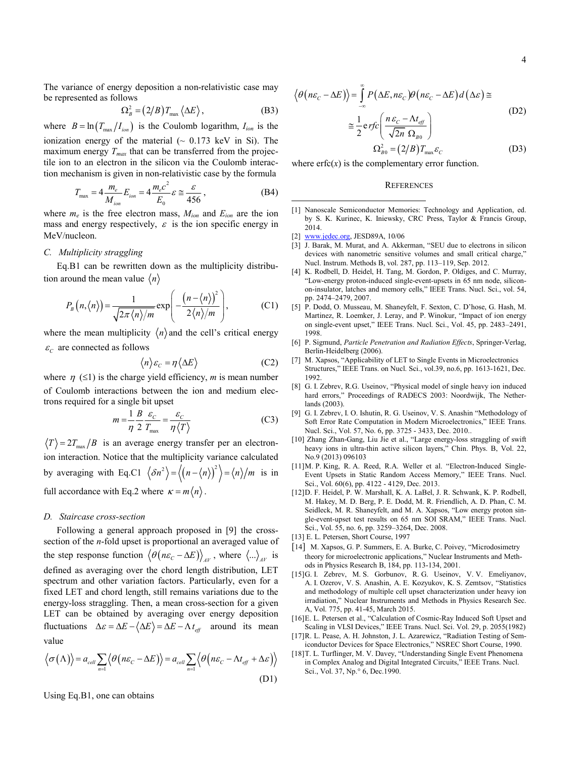The variance of energy deposition a non-relativistic case may be represented as follows

$$\Omega_B^2 = (2/B) T_{\max} \langle \Delta E \rangle, \tag{B3}$$

where $B = \ln(T_{\max}/I_{ion})$ is the Coulomb logarithm, $I_{ion}$ is the ionization energy of the material (~ 0.173 keV in Si). The maximum energy $T_{max}$ that can be transferred from the projectile ion to an electron in the silicon via the Coulomb interaction mechanism is given in non-relativistic case by the formula

$$T_{\max} = 4\frac{m_e}{M_{ion}} E_{ion} = 4\frac{m_e c^2}{E_0}\varepsilon \cong \frac{\varepsilon}{456}, \tag{B4}$$

where $m_e$ is the free electron mass, $M_{ion}$ and $E_{ion}$ are the ion mass and energy respectively, $\varepsilon$ is the ion specific energy in MeV/nucleon.

### C. Multiplicity straggling

Eq.B1 can be rewritten down as the multiplicity distribution around the mean value $\langle n \rangle$

$$P_B(n, \langle n \rangle) = \frac{1}{\sqrt{2\pi \langle n \rangle / m}} \exp\left( -\frac{(n - \langle n \rangle)^2}{2\langle n \rangle / m} \right), \tag{C1}$$

where the mean multiplicity $\langle n \rangle$ and the cell's critical energy $\varepsilon_C$ are connected as follows

$$\langle n \rangle \varepsilon_C = \eta \langle \Delta E \rangle \tag{C2}$$

where $\eta$ (≤1) is the charge yield efficiency, $m$ is mean number of Coulomb interactions between the ion and medium electrons required for a single bit upset

$$m = \frac{1}{\eta}\frac{B}{2}\frac{\varepsilon_C}{T_{\max}} = \frac{\varepsilon_C}{\eta \langle T \rangle} \tag{C3}$$

$\langle T \rangle = 2T_{\max}/B$ is an average energy transfer per an electron-ion interaction. Notice that the multiplicity variance calculated by averaging with Eq.C1 $\langle \delta n^2 \rangle = \langle (n - \langle n \rangle)^2 \rangle = \langle n \rangle / m$ is in full accordance with Eq.2 where $\kappa = m\langle n \rangle$.

### D. Staircase cross-section

Following a general approach proposed in [9] the cross-section of the $n$-fold upset is proportional an averaged value of the step response function $\langle \theta(n\varepsilon_C - \Delta E) \rangle_{AV}$, where $\langle \ldots \rangle_{AV}$ is defined as averaging over the chord length distribution, LET spectrum and other variation factors. Particularly, even for a fixed LET and chord length, still remains variations due to the energy-loss straggling. Then, a mean cross-section for a given LET can be obtained by averaging over energy deposition fluctuations $\Delta\varepsilon = \Delta E - \langle \Delta E \rangle = \Delta E - \Lambda t_{eff}$ around its mean value

$$\langle \sigma(\Lambda) \rangle = a_{cell} \sum_{n=1} \langle \theta(n\varepsilon_C - \Delta E) \rangle = a_{cell} \sum_{n=1} \langle \theta(n\varepsilon_C - \Lambda t_{eff} + \Delta\varepsilon) \rangle \tag{D1}$$

Using Eq.B1, one can obtains

$$\langle \theta(n\varepsilon_C - \Delta E) \rangle = \int_{-\infty}^{\infty} P(\Delta E, n\varepsilon_C)\theta(n\varepsilon_C - \Delta E)\, d(\Delta\varepsilon) \cong \cong \frac{1}{2}\mathrm{erfc}\left( \frac{n\,\varepsilon_C - \Lambda t_{eff}}{\sqrt{2n}\;\Omega_{B0}} \right) \tag{D2}$$

$$\Omega_{B0}^2 = (2/B) T_{\max} \varepsilon_C \tag{D3}$$

where erfc($x$) is the complementary error function.

## References

[1] Nanoscale Semiconductor Memories: Technology and Application, ed. by S. K. Kurinec, K. Iniewsky, CRC Press, Taylor & Francis Group, 2014.

[2] www.jedec.org, JESD89A, 10/06

[3] J. Barak, M. Murat, and A. Akkerman, "SEU due to electrons in silicon devices with nanometric sensitive volumes and small critical charge," Nucl. Instrum. Methods B, vol. 287, pp. 113–119, Sep. 2012.

[4] K. Rodbell, D. Heidel, H. Tang, M. Gordon, P. Oldiges, and C. Murray, "Low-energy proton-induced single-event-upsets in 65 nm node, silicon-on-insulator, latches and memory cells," IEEE Trans. Nucl. Sci., vol. 54, pp. 2474–2479, 2007.

[5] P. Dodd, O. Musseau, M. Shaneyfelt, F. Sexton, C. D'hose, G. Hash, M. Martinez, R. Loemker, J. Leray, and P. Winokur, "Impact of ion energy on single-event upset," IEEE Trans. Nucl. Sci., Vol. 45, pp. 2483–2491, 1998.

[6] P. Sigmund, *Particle Penetration and Radiation Effects*, Springer-Verlag, Berlin-Heidelberg (2006).

[7] M. Xapsos, "Applicability of LET to Single Events in Microelectronics Structures," IEEE Trans. on Nucl. Sci., vol.39, no.6, pp. 1613-1621, Dec. 1992.

[8] G. I. Zebrev, R.G. Useinov, "Physical model of single heavy ion induced hard errors," Proceedings of RADECS 2003: Noordwijk, The Netherlands (2003).

[9] G. I. Zebrev, I. O. Ishutin, R. G. Useinov, V. S. Anashin "Methodology of Soft Error Rate Computation in Modern Microelectronics," IEEE Trans. Nucl. Sci., Vol. 57, No. 6, pp. 3725 - 3433, Dec. 2010..

[10] Zhang Zhan-Gang, Liu Jie et al., "Large energy-loss straggling of swift heavy ions in ultra-thin active silicon layers," Chin. Phys. B, Vol. 22, No.9 (2013) 096103

[11] M. P. King, R. A. Reed, R.A. Weller et al. "Electron-Induced Single-Event Upsets in Static Random Access Memory," IEEE Trans. Nucl. Sci., Vol. 60(6), pp. 4122 - 4129, Dec. 2013.

[12] D. F. Heidel, P. W. Marshall, K. A. LaBel, J. R. Schwank, K. P. Rodbell, M. Hakey, M. D. Berg, P. E. Dodd, M. R. Friendlich, A. D. Phan, C. M. Seidleck, M. R. Shaneyfelt, and M. A. Xapsos, "Low energy proton single-event-upset test results on 65 nm SOI SRAM," IEEE Trans. Nucl. Sci., Vol. 55, no. 6, pp. 3259–3264, Dec. 2008.

[13] E. L. Petersen, Short Course, 1997

[14] M. Xapsos, G. P. Summers, E. A. Burke, C. Poivey, "Microdosimetry theory for microelectronic applications," Nuclear Instruments and Methods in Physics Research B, 184, pp. 113-134, 2001.

[15] G. I. Zebrev, M. S. Gorbunov, R. G. Useinov, V. V. Emeliyanov, A. I. Ozerov, V. S. Anashin, A. E. Kozyukov, K. S. Zemtsov, "Statistics and methodology of multiple cell upset characterization under heavy ion irradiation," Nuclear Instruments and Methods in Physics Research Sec. A, Vol. 775, pp. 41-45, March 2015.

[16] E. L. Petersen et al., "Calculation of Cosmic-Ray Induced Soft Upset and Scaling in VLSI Devices," IEEE Trans. Nucl. Sci. Vol. 29, p. 2055(1982)

[17] R. L. Pease, A. H. Johnston, J. L. Azarewicz, "Radiation Testing of Semiconductor Devices for Space Electronics," NSREC Short Course, 1990.

[18] T. L. Turflinger, M. V. Davey, "Understanding Single Event Phenomena in Complex Analog and Digital Integrated Circuits," IEEE Trans. Nucl. Sci., Vol. 37, Np.° 6, Dec.1990.